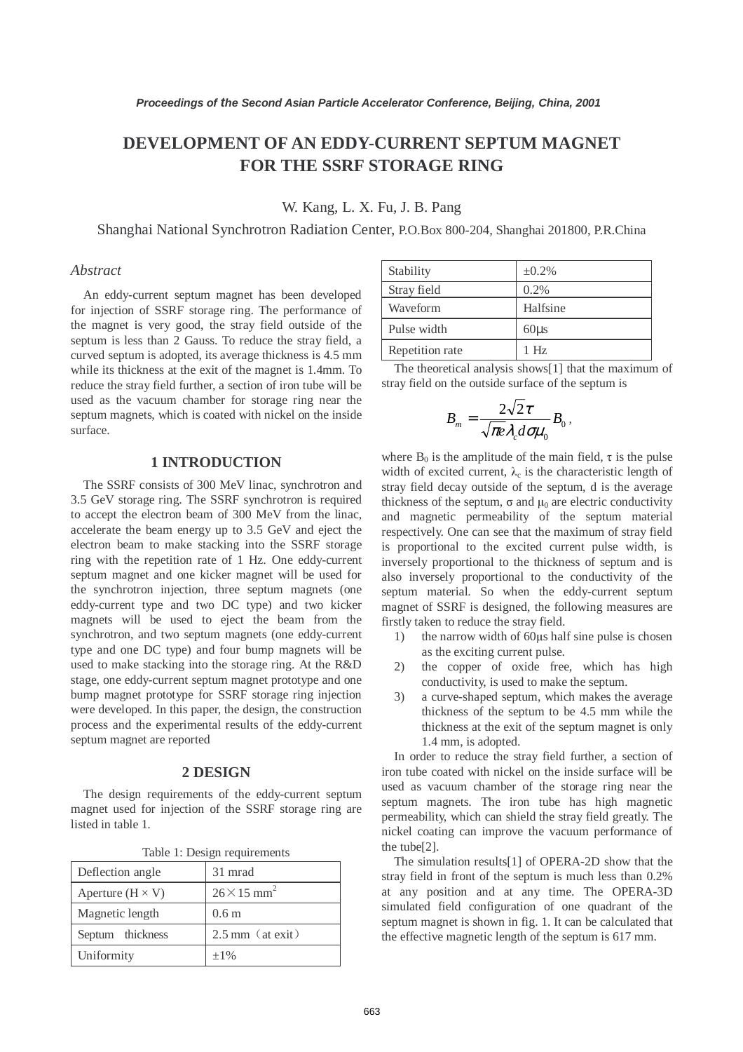# DEVELOPMENT OF AN EDDY-CURRENT SEPTUM MAGNET FOR THE SSRF STORAGE RING

W. Kang, L. X. Fu, J. B. Pang

Shanghai National Synchrotron Radiation Center, P.O.Box 800-204, Shanghai 201800, P.R.China

## *Abstract*

An eddy-current septum magnet has been developed for injection of SSRF storage ring. The performance of the magnet is very good, the stray field outside of the septum is less than 2 Gauss. To reduce the stray field, a curved septum is adopted, its average thickness is 4.5 mm while its thickness at the exit of the magnet is 1.4mm. To reduce the stray field further, a section of iron tube will be used as the vacuum chamber for storage ring near the septum magnets, which is coated with nickel on the inside surface.

## 1 INTRODUCTION

The SSRF consists of 300 MeV linac, synchrotron and 3.5 GeV storage ring. The SSRF synchrotron is required to accept the electron beam of 300 MeV from the linac, accelerate the beam energy up to 3.5 GeV and eject the electron beam to make stacking into the SSRF storage ring with the repetition rate of 1 Hz. One eddy-current septum magnet and one kicker magnet will be used for the synchrotron injection, three septum magnets (one eddy-current type and two DC type) and two kicker magnets will be used to eject the beam from the synchrotron, and two septum magnets (one eddy-current type and one DC type) and four bump magnets will be used to make stacking into the storage ring. At the R&D stage, one eddy-current septum magnet prototype and one bump magnet prototype for SSRF storage ring injection were developed. In this paper, the design, the construction process and the experimental results of the eddy-current septum magnet are reported

## 2 DESIGN

The design requirements of the eddy-current septum magnet used for injection of the SSRF storage ring are listed in table 1.

Table 1: Design requirements

| | |
|---|---|
| Deflection angle | 31 mrad |
| Aperture (H × V) | 26×15 mm$^2$ |
| Magnetic length | 0.6 m |
| Septum thickness | 2.5 mm（at exit） |
| Uniformity | ±1% |
| Stability | ±0.2% |
| Stray field | 0.2% |
| Waveform | Halfsine |
| Pulse width | 60μs |
| Repetition rate | 1 Hz |

The theoretical analysis shows[1] that the maximum of stray field on the outside surface of the septum is

$$B_m = \frac{2\sqrt{2}\tau}{\sqrt{\pi e}\lambda_c d\sigma\mu_0} B_0 ,$$

where $B_0$ is the amplitude of the main field, $\tau$ is the pulse width of excited current, $\lambda_c$ is the characteristic length of stray field decay outside of the septum, d is the average thickness of the septum, $\sigma$ and $\mu_0$ are electric conductivity and magnetic permeability of the septum material respectively. One can see that the maximum of stray field is proportional to the excited current pulse width, is inversely proportional to the thickness of septum and is also inversely proportional to the conductivity of the septum material. So when the eddy-current septum magnet of SSRF is designed, the following measures are firstly taken to reduce the stray field.

1) the narrow width of 60μs half sine pulse is chosen as the exciting current pulse.
2) the copper of oxide free, which has high conductivity, is used to make the septum.
3) a curve-shaped septum, which makes the average thickness of the septum to be 4.5 mm while the thickness at the exit of the septum magnet is only 1.4 mm, is adopted.

In order to reduce the stray field further, a section of iron tube coated with nickel on the inside surface will be used as vacuum chamber of the storage ring near the septum magnets. The iron tube has high magnetic permeability, which can shield the stray field greatly. The nickel coating can improve the vacuum performance of the tube[2].

The simulation results[1] of OPERA-2D show that the stray field in front of the septum is much less than 0.2% at any position and at any time. The OPERA-3D simulated field configuration of one quadrant of the septum magnet is shown in fig. 1. It can be calculated that the effective magnetic length of the septum is 617 mm.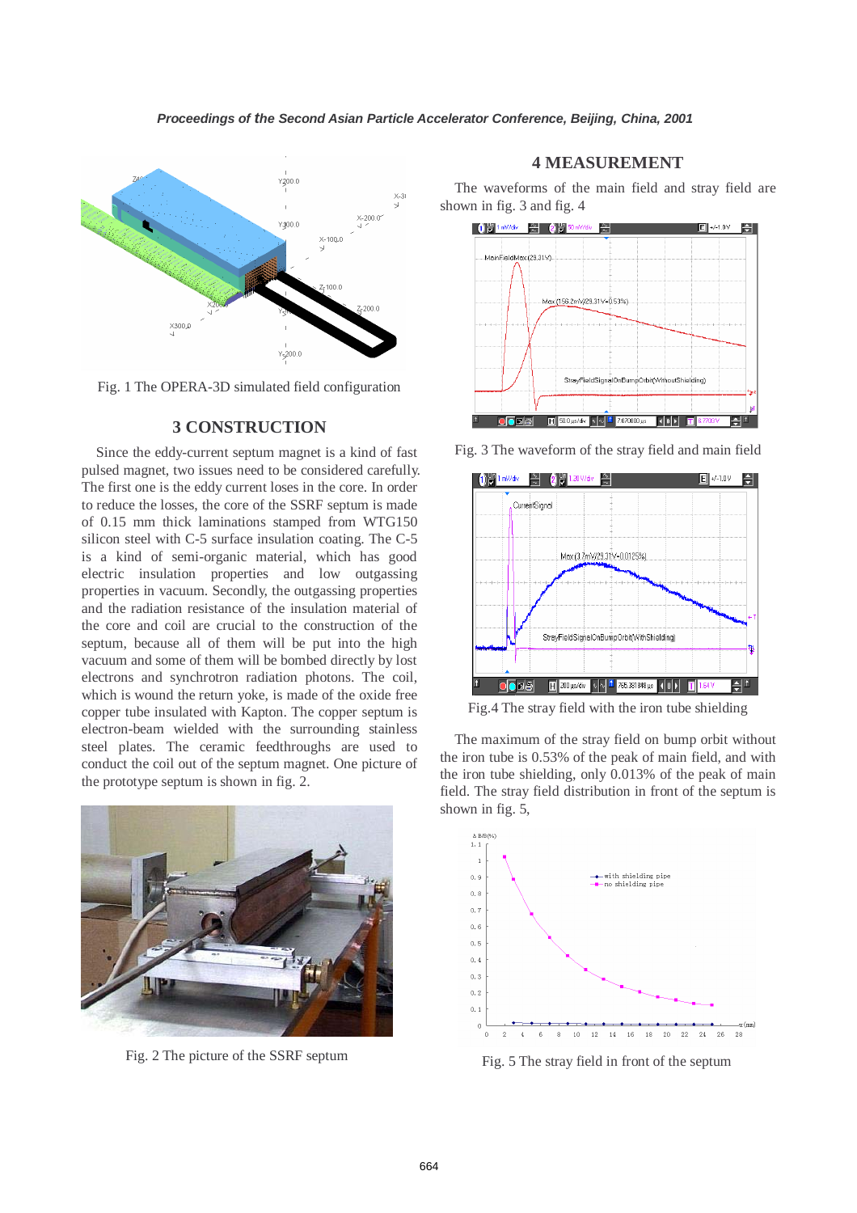Fig. 1 The OPERA-3D simulated field configuration

## 3 CONSTRUCTION

Since the eddy-current septum magnet is a kind of fast pulsed magnet, two issues need to be considered carefully. The first one is the eddy current loses in the core. In order to reduce the losses, the core of the SSRF septum is made of 0.15 mm thick laminations stamped from WTG150 silicon steel with C-5 surface insulation coating. The C-5 is a kind of semi-organic material, which has good electric insulation properties and low outgassing properties in vacuum. Secondly, the outgassing properties and the radiation resistance of the insulation material of the core and coil are crucial to the construction of the septum, because all of them will be put into the high vacuum and some of them will be bombed directly by lost electrons and synchrotron radiation photons. The coil, which is wound the return yoke, is made of the oxide free copper tube insulated with Kapton. The copper septum is electron-beam wielded with the surrounding stainless steel plates. The ceramic feedthroughs are used to conduct the coil out of the septum magnet. One picture of the prototype septum is shown in fig. 2.

Fig. 2 The picture of the SSRF septum

## 4 MEASUREMENT

The waveforms of the main field and stray field are shown in fig. 3 and fig. 4

Fig. 3 The waveform of the stray field and main field

Fig.4 The stray field with the iron tube shielding

The maximum of the stray field on bump orbit without the iron tube is 0.53% of the peak of main field, and with the iron tube shielding, only 0.013% of the peak of main field. The stray field distribution in front of the septum is shown in fig. 5,

Fig. 5 The stray field in front of the septum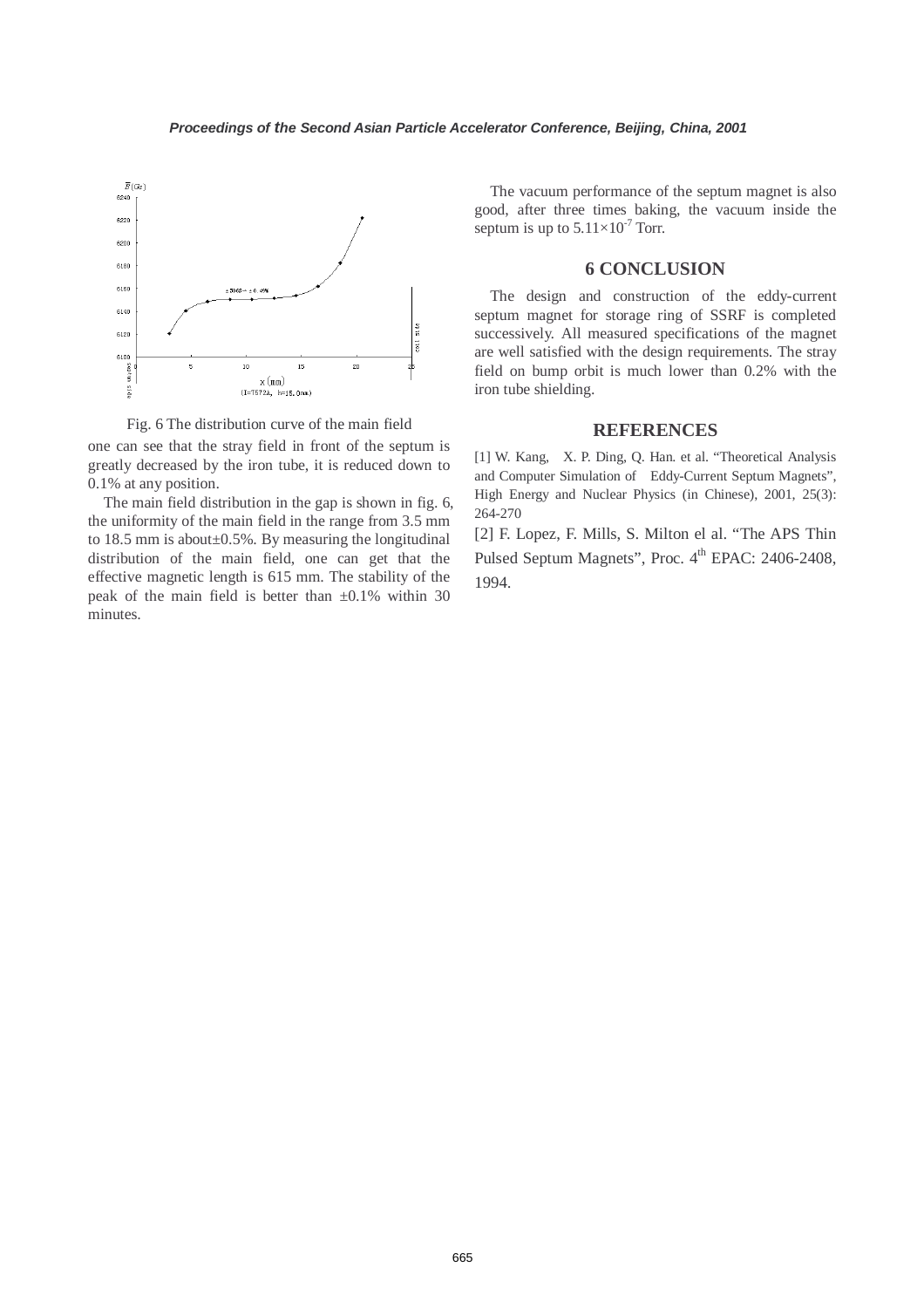$\overline{B}$(Gs)

6240

6220

6200

6180

6160

6140

6120

6100

±30G$=\pm$0.49%

0 5 10 15 20 25

x (mm)

(I=7572A, h=15.0mm)

Fig. 6 The distribution curve of the main field

one can see that the stray field in front of the septum is greatly decreased by the iron tube, it is reduced down to 0.1% at any position.

The main field distribution in the gap is shown in fig. 6, the uniformity of the main field in the range from 3.5 mm to 18.5 mm is about±0.5%. By measuring the longitudinal distribution of the main field, one can get that the effective magnetic length is 615 mm. The stability of the peak of the main field is better than ±0.1% within 30 minutes.

The vacuum performance of the septum magnet is also good, after three times baking, the vacuum inside the septum is up to $5.11\times10^{-7}$ Torr.

## 6 CONCLUSION

The design and construction of the eddy-current septum magnet for storage ring of SSRF is completed successively. All measured specifications of the magnet are well satisfied with the design requirements. The stray field on bump orbit is much lower than 0.2% with the iron tube shielding.

## REFERENCES

[1] W. Kang, X. P. Ding, Q. Han. et al. "Theoretical Analysis and Computer Simulation of Eddy-Current Septum Magnets", High Energy and Nuclear Physics (in Chinese), 2001, 25(3): 264-270

[2] F. Lopez, F. Mills, S. Milton el al. "The APS Thin Pulsed Septum Magnets", Proc. 4th EPAC: 2406-2408, 1994.